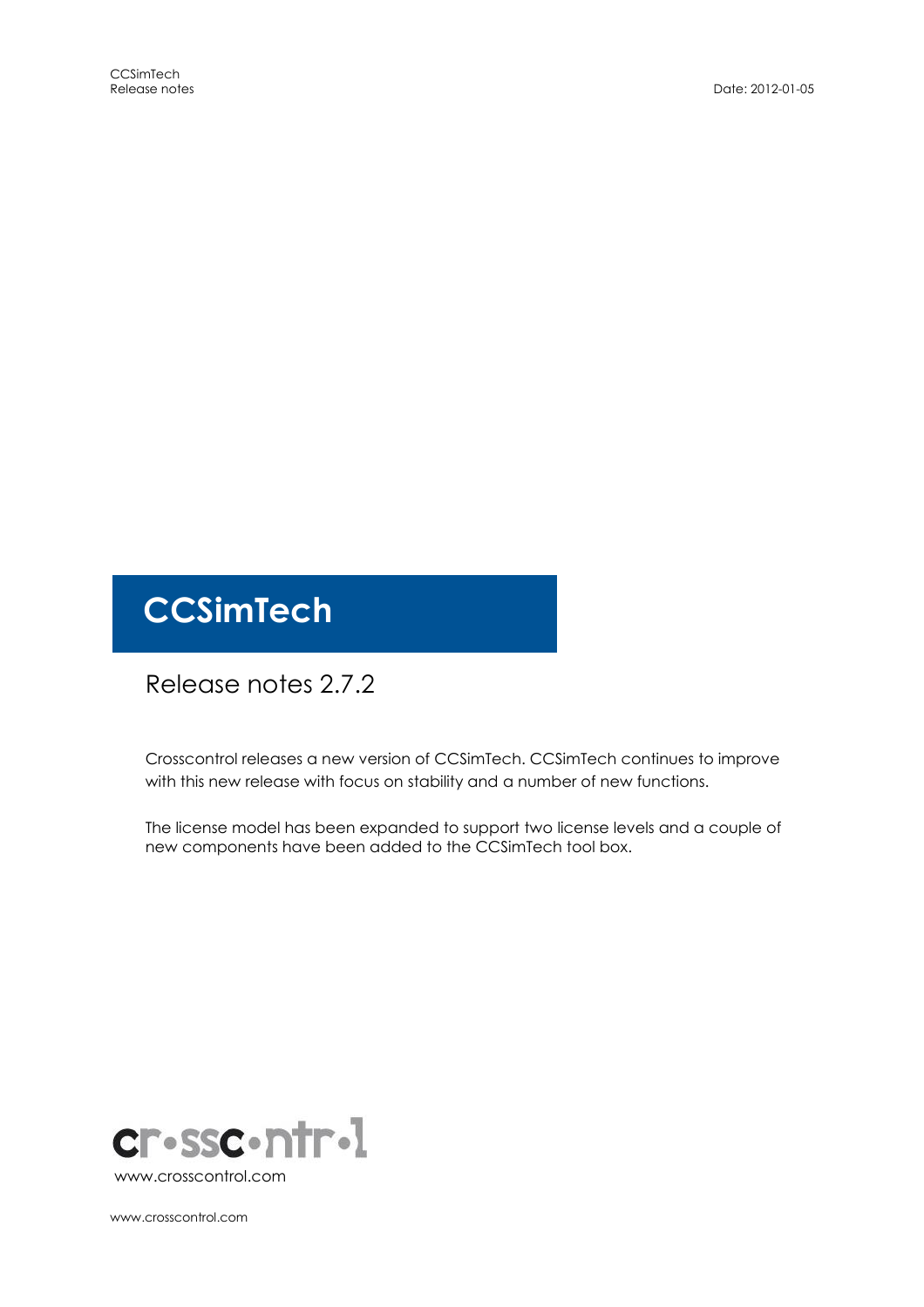# CCSimTech

## Release notes 2.7.2

Crosscontrol releases a new version of CCSimTech. CCSimTech continues to improve with this new release with focus on stability and a number of new functions.

The license model has been expanded to support two license levels and a couple of new components have been added to the CCSimTech tool box.

www.crosscontrol.com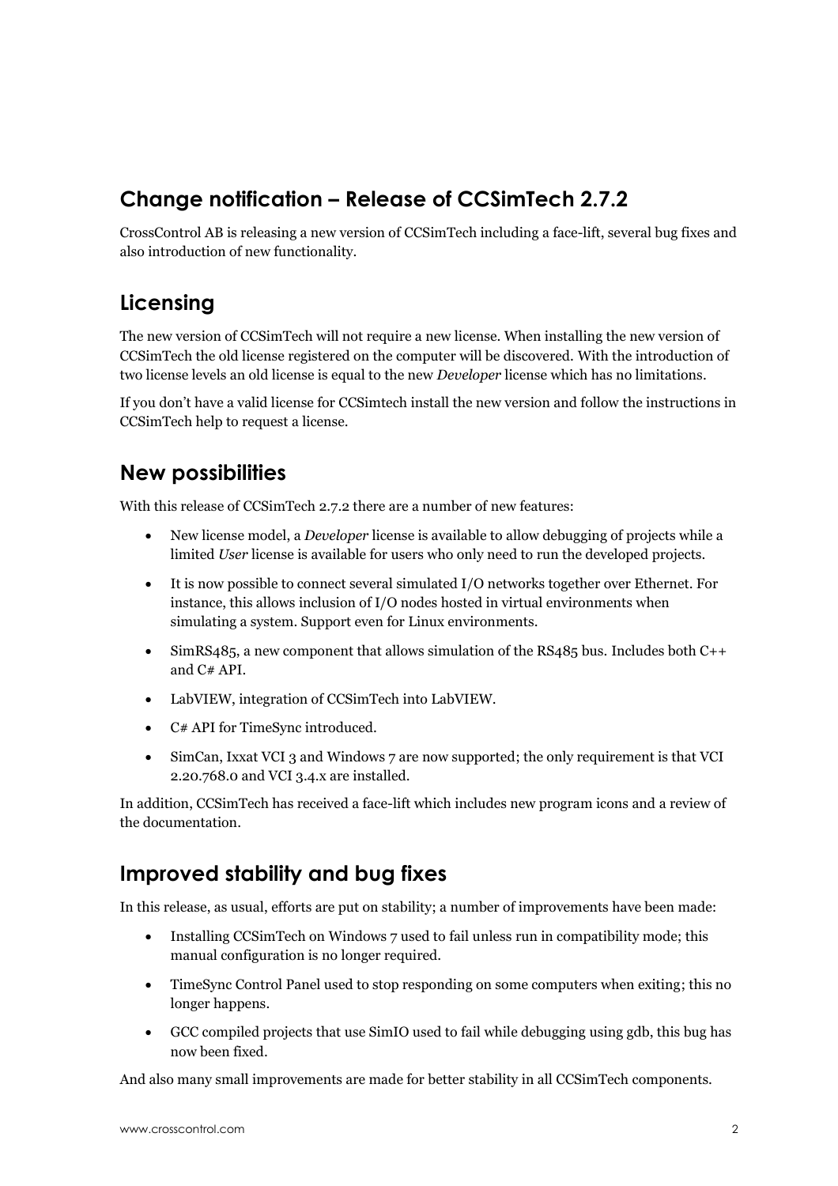## Change notification – Release of CCSimTech 2.7.2

CrossControl AB is releasing a new version of CCSimTech including a face-lift, several bug fixes and also introduction of new functionality.

## Licensing

The new version of CCSimTech will not require a new license. When installing the new version of CCSimTech the old license registered on the computer will be discovered. With the introduction of two license levels an old license is equal to the new *Developer* license which has no limitations.

If you don't have a valid license for CCSimtech install the new version and follow the instructions in CCSimTech help to request a license.

## New possibilities

With this release of CCSimTech 2.7.2 there are a number of new features:

- New license model, a *Developer* license is available to allow debugging of projects while a limited *User* license is available for users who only need to run the developed projects.
- It is now possible to connect several simulated I/O networks together over Ethernet. For instance, this allows inclusion of I/O nodes hosted in virtual environments when simulating a system. Support even for Linux environments.
- SimRS485, a new component that allows simulation of the RS485 bus. Includes both C++ and C# API.
- LabVIEW, integration of CCSimTech into LabVIEW.
- C# API for TimeSync introduced.
- SimCan, Ixxat VCI 3 and Windows 7 are now supported; the only requirement is that VCI 2.20.768.0 and VCI 3.4.x are installed.

In addition, CCSimTech has received a face-lift which includes new program icons and a review of the documentation.

## Improved stability and bug fixes

In this release, as usual, efforts are put on stability; a number of improvements have been made:

- Installing CCSimTech on Windows 7 used to fail unless run in compatibility mode; this manual configuration is no longer required.
- TimeSync Control Panel used to stop responding on some computers when exiting; this no longer happens.
- GCC compiled projects that use SimIO used to fail while debugging using gdb, this bug has now been fixed.

And also many small improvements are made for better stability in all CCSimTech components.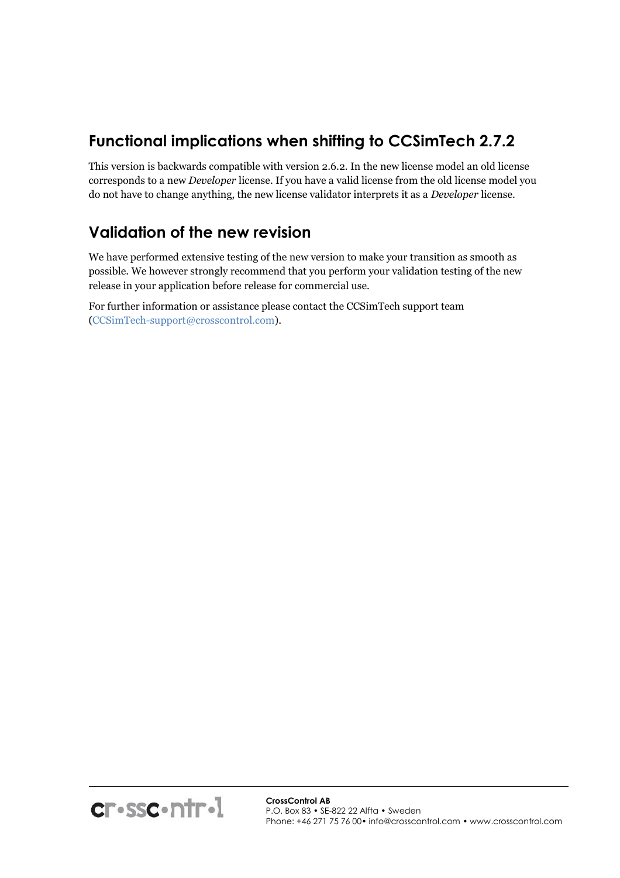## Functional implications when shifting to CCSimTech 2.7.2

This version is backwards compatible with version 2.6.2. In the new license model an old license corresponds to a new *Developer* license. If you have a valid license from the old license model you do not have to change anything, the new license validator interprets it as a *Developer* license.

## Validation of the new revision

We have performed extensive testing of the new version to make your transition as smooth as possible. We however strongly recommend that you perform your validation testing of the new release in your application before release for commercial use.

For further information or assistance please contact the CCSimTech support team (CCSimTech-support@crosscontrol.com).